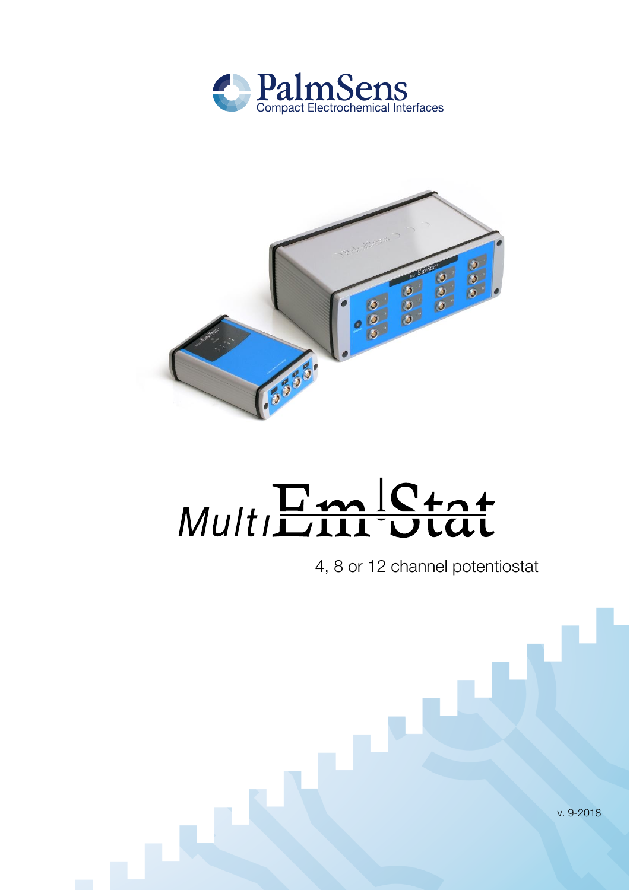PalmSens

Compact Electrochemical Interfaces

# MultiEmStat

4, 8 or 12 channel potentiostat

v. 9-2018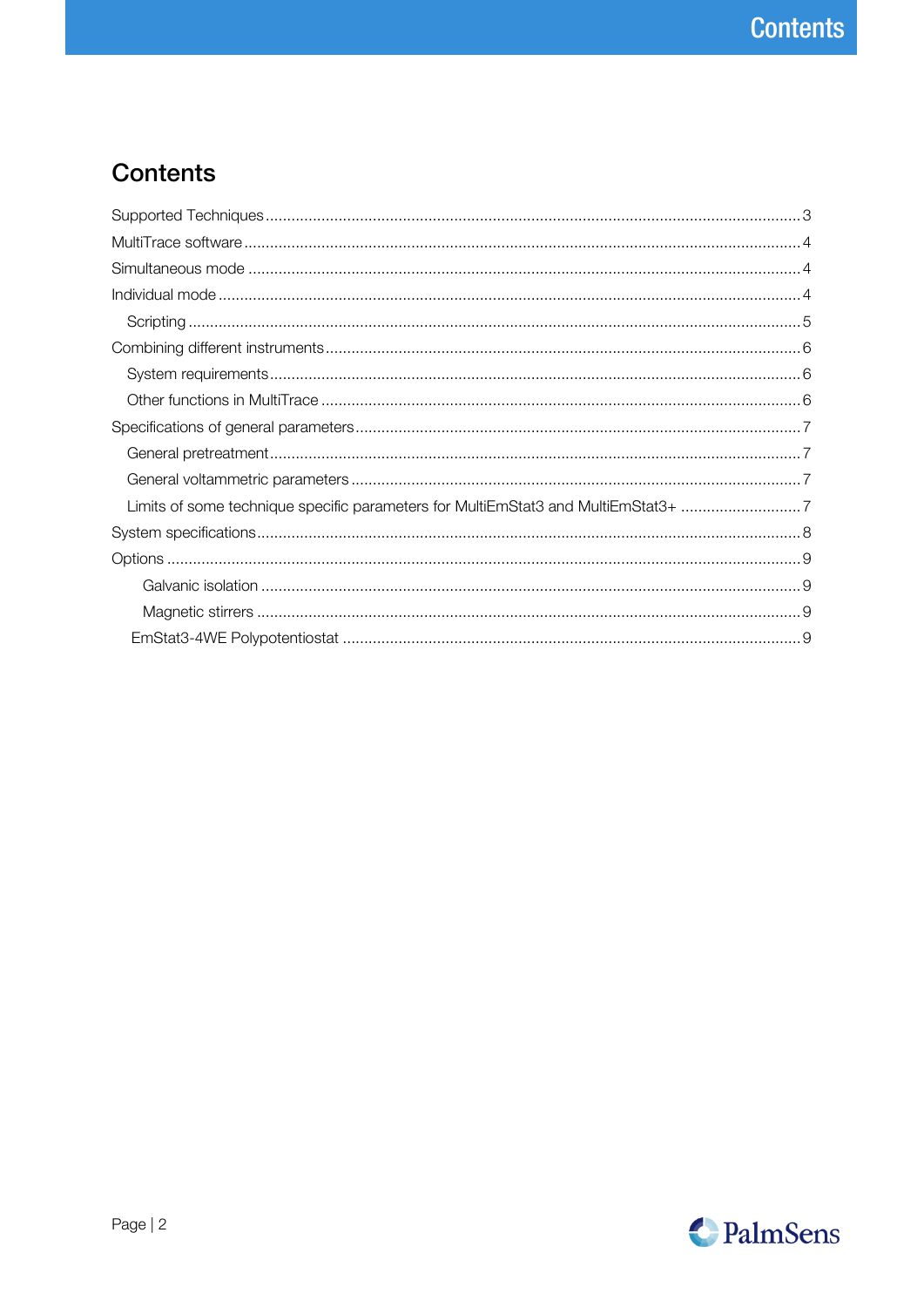# Contents

Supported Techniques ............ 3
MultiTrace software ............ 4
Simultaneous mode ............ 4
Individual mode ............ 4
  Scripting ............ 5
Combining different instruments ............ 6
  System requirements ............ 6
  Other functions in MultiTrace ............ 6
Specifications of general parameters ............ 7
  General pretreatment ............ 7
  General voltammetric parameters ............ 7
  Limits of some technique specific parameters for MultiEmStat3 and MultiEmStat3+ ............ 7
System specifications ............ 8
Options ............ 9
    Galvanic isolation ............ 9
    Magnetic stirrers ............ 9
  EmStat3-4WE Polypotentiostat ............ 9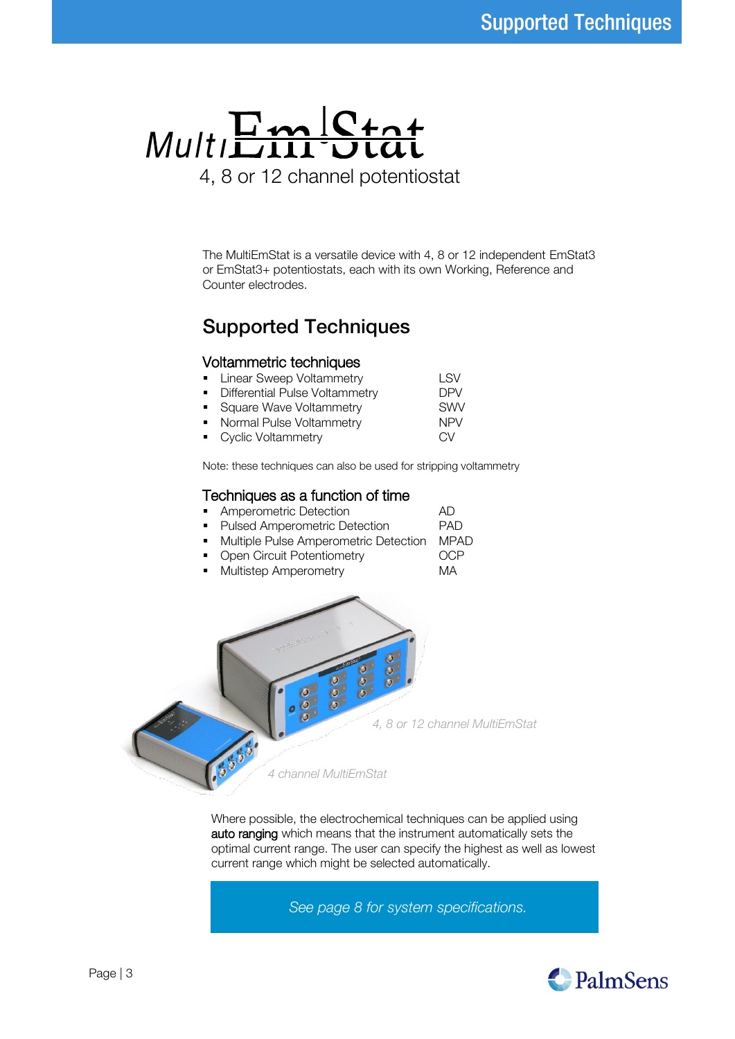# MultiEmStat

4, 8 or 12 channel potentiostat

The MultiEmStat is a versatile device with 4, 8 or 12 independent EmStat3 or EmStat3+ potentiostats, each with its own Working, Reference and Counter electrodes.

## Supported Techniques

### Voltammetric techniques

- Linear Sweep Voltammetry LSV
- Differential Pulse Voltammetry DPV
- Square Wave Voltammetry SWV
- Normal Pulse Voltammetry NPV
- Cyclic Voltammetry CV

Note: these techniques can also be used for stripping voltammetry

### Techniques as a function of time

- Amperometric Detection AD
- Pulsed Amperometric Detection PAD
- Multiple Pulse Amperometric Detection MPAD
- Open Circuit Potentiometry OCP
- Multistep Amperometry MA

*4, 8 or 12 channel MultiEmStat*

*4 channel MultiEmStat*

Where possible, the electrochemical techniques can be applied using **auto ranging** which means that the instrument automatically sets the optimal current range. The user can specify the highest as well as lowest current range which might be selected automatically.

*See page 8 for system specifications.*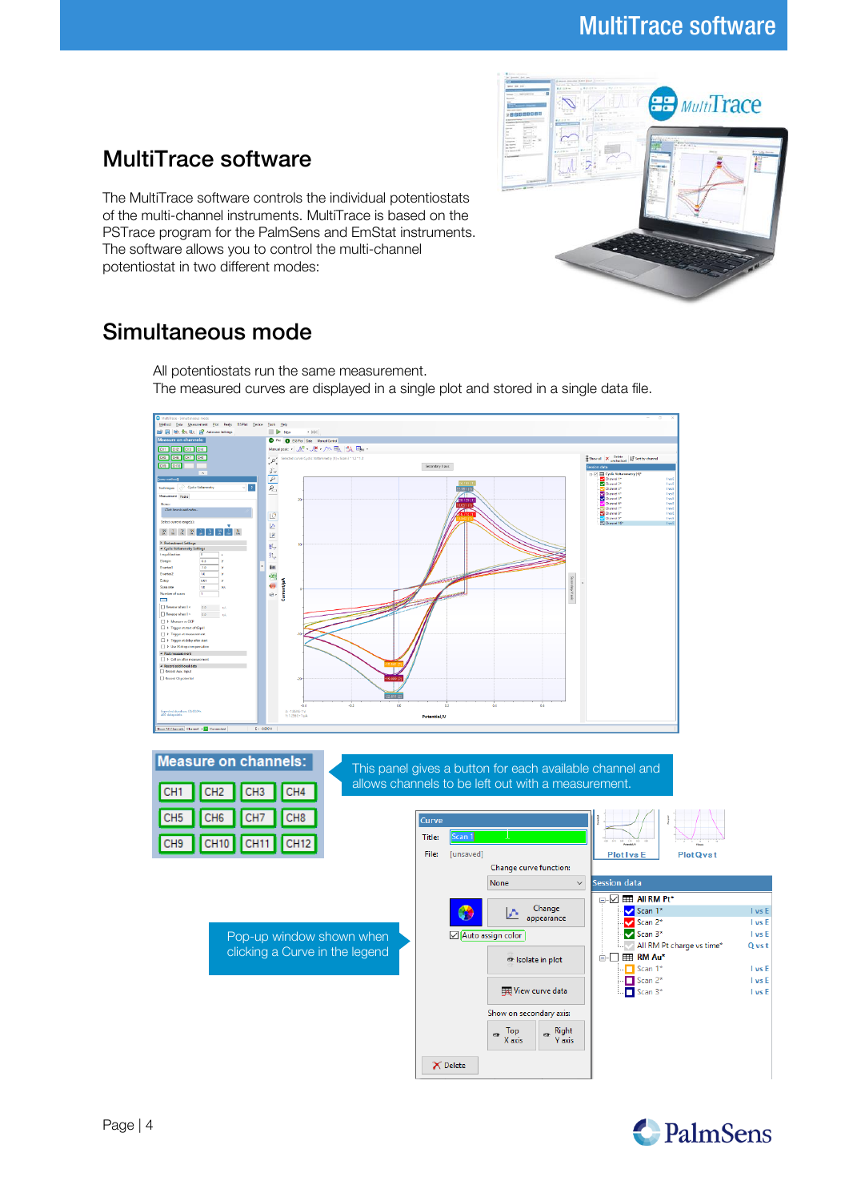# MultiTrace software

The MultiTrace software controls the individual potentiostats of the multi-channel instruments. MultiTrace is based on the PSTrace program for the PalmSens and EmStat instruments. The software allows you to control the multi-channel potentiostat in two different modes:

## Simultaneous mode

All potentiostats run the same measurement.
The measured curves are displayed in a single plot and stored in a single data file.

Measure on channels:

CH1 CH2 CH3 CH4
CH5 CH6 CH7 CH8
CH9 CH10 CH11 CH12

This panel gives a button for each available channel and allows channels to be left out with a measurement.

Pop-up window shown when clicking a Curve in the legend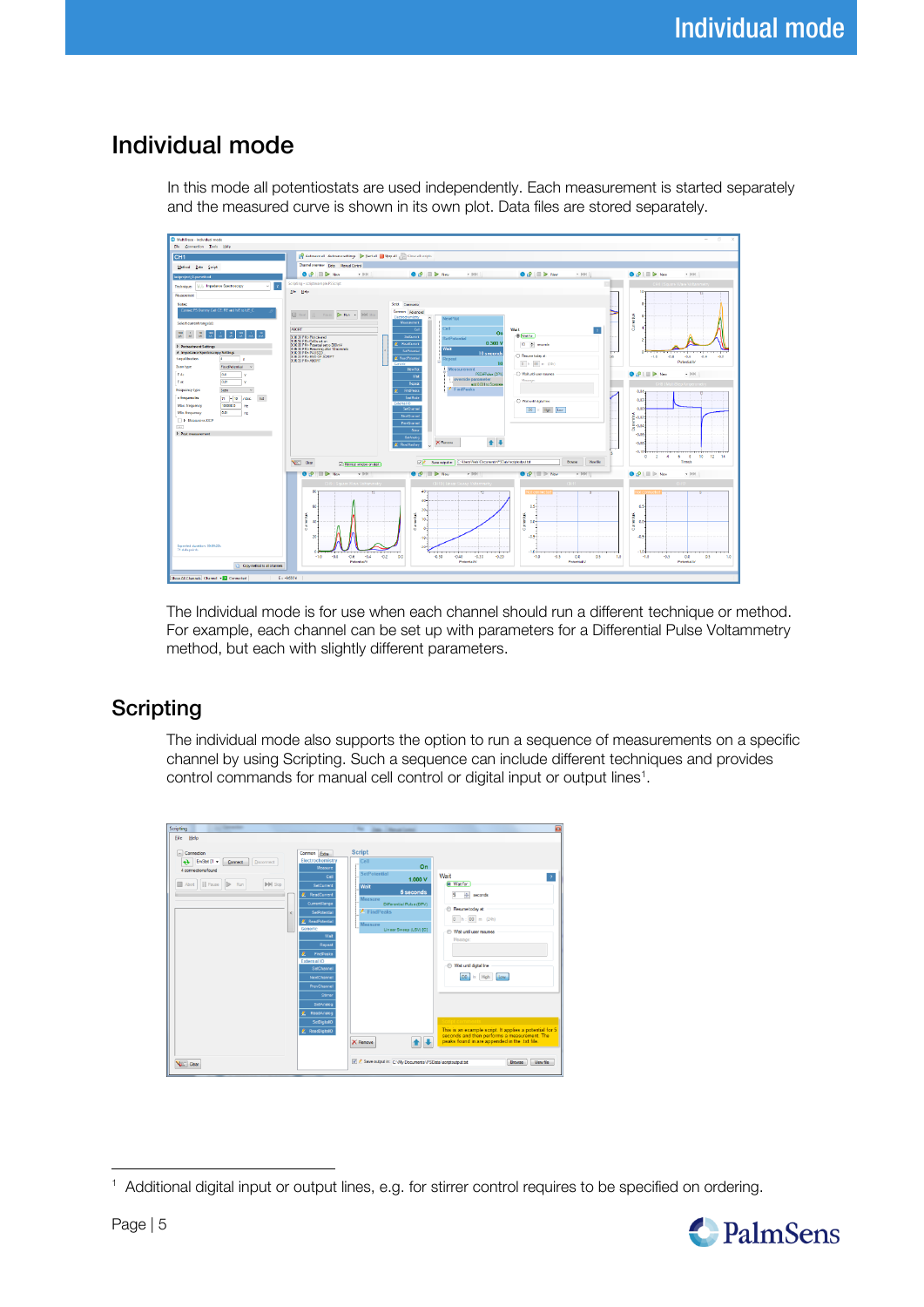# Individual mode

In this mode all potentiostats are used independently. Each measurement is started separately and the measured curve is shown in its own plot. Data files are stored separately.

The Individual mode is for use when each channel should run a different technique or method. For example, each channel can be set up with parameters for a Differential Pulse Voltammetry method, but each with slightly different parameters.

## Scripting

The individual mode also supports the option to run a sequence of measurements on a specific channel by using Scripting. Such a sequence can include different techniques and provides control commands for manual cell control or digital input or output lines[1].

---

[1] Additional digital input or output lines, e.g. for stirrer control requires to be specified on ordering.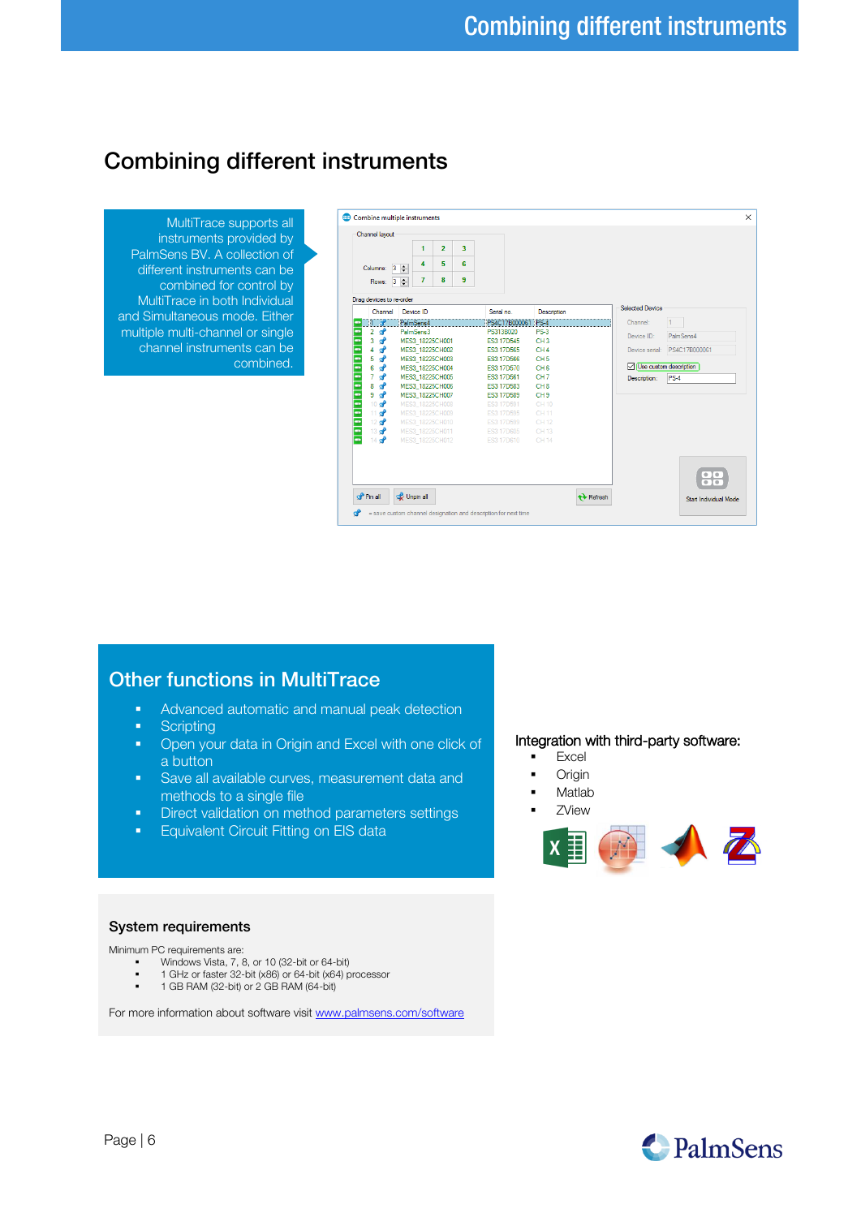# Combining different instruments

MultiTrace supports all instruments provided by PalmSens BV. A collection of different instruments can be combined for control by MultiTrace in both Individual and Simultaneous mode. Either multiple multi-channel or single channel instruments can be combined.

## Other functions in MultiTrace

- Advanced automatic and manual peak detection
- Scripting
- Open your data in Origin and Excel with one click of a button
- Save all available curves, measurement data and methods to a single file
- Direct validation on method parameters settings
- Equivalent Circuit Fitting on EIS data

Integration with third-party software:

- Excel
- Origin
- Matlab
- ZView

### System requirements

Minimum PC requirements are:

- Windows Vista, 7, 8, or 10 (32-bit or 64-bit)
- 1 GHz or faster 32-bit (x86) or 64-bit (x64) processor
- 1 GB RAM (32-bit) or 2 GB RAM (64-bit)

For more information about software visit www.palmsens.com/software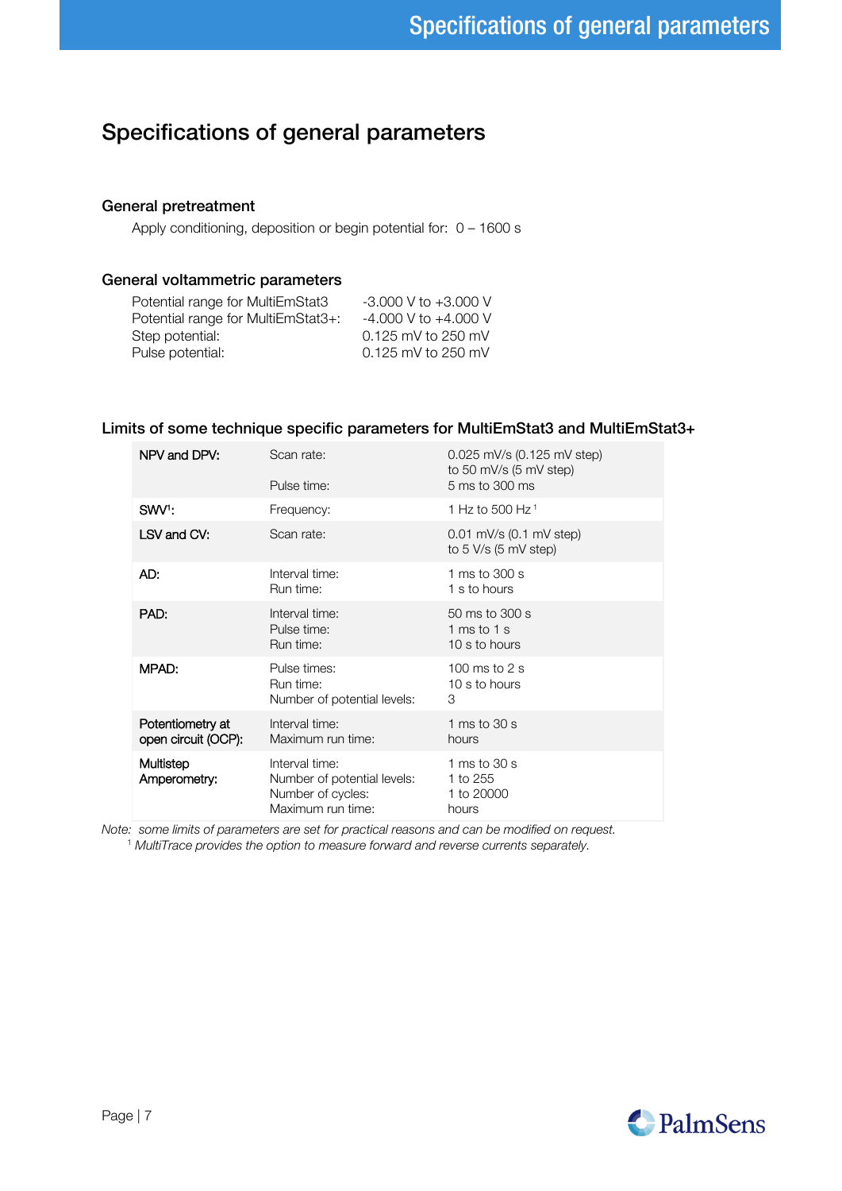# Specifications of general parameters

### General pretreatment

Apply conditioning, deposition or begin potential for: 0 – 1600 s

### General voltammetric parameters

| | |
|---|---|
| Potential range for MultiEmStat3 | -3.000 V to +3.000 V |
| Potential range for MultiEmStat3+: | -4.000 V to +4.000 V |
| Step potential: | 0.125 mV to 250 mV |
| Pulse potential: | 0.125 mV to 250 mV |

### Limits of some technique specific parameters for MultiEmStat3 and MultiEmStat3+

| | | |
|---|---|---|
| NPV and DPV: | Scan rate:<br><br>Pulse time: | 0.025 mV/s (0.125 mV step)<br>to 50 mV/s (5 mV step)<br>5 ms to 300 ms |
| SWV[1]: | Frequency: | 1 Hz to 500 Hz [1] |
| LSV and CV: | Scan rate: | 0.01 mV/s (0.1 mV step)<br>to 5 V/s (5 mV step) |
| AD: | Interval time:<br>Run time: | 1 ms to 300 s<br>1 s to hours |
| PAD: | Interval time:<br>Pulse time:<br>Run time: | 50 ms to 300 s<br>1 ms to 1 s<br>10 s to hours |
| MPAD: | Pulse times:<br>Run time:<br>Number of potential levels: | 100 ms to 2 s<br>10 s to hours<br>3 |
| Potentiometry at open circuit (OCP): | Interval time:<br>Maximum run time: | 1 ms to 30 s<br>hours |
| Multistep Amperometry: | Interval time:<br>Number of potential levels:<br>Number of cycles:<br>Maximum run time: | 1 ms to 30 s<br>1 to 255<br>1 to 20000<br>hours |

*Note: some limits of parameters are set for practical reasons and can be modified on request.*

[1] *MultiTrace provides the option to measure forward and reverse currents separately.*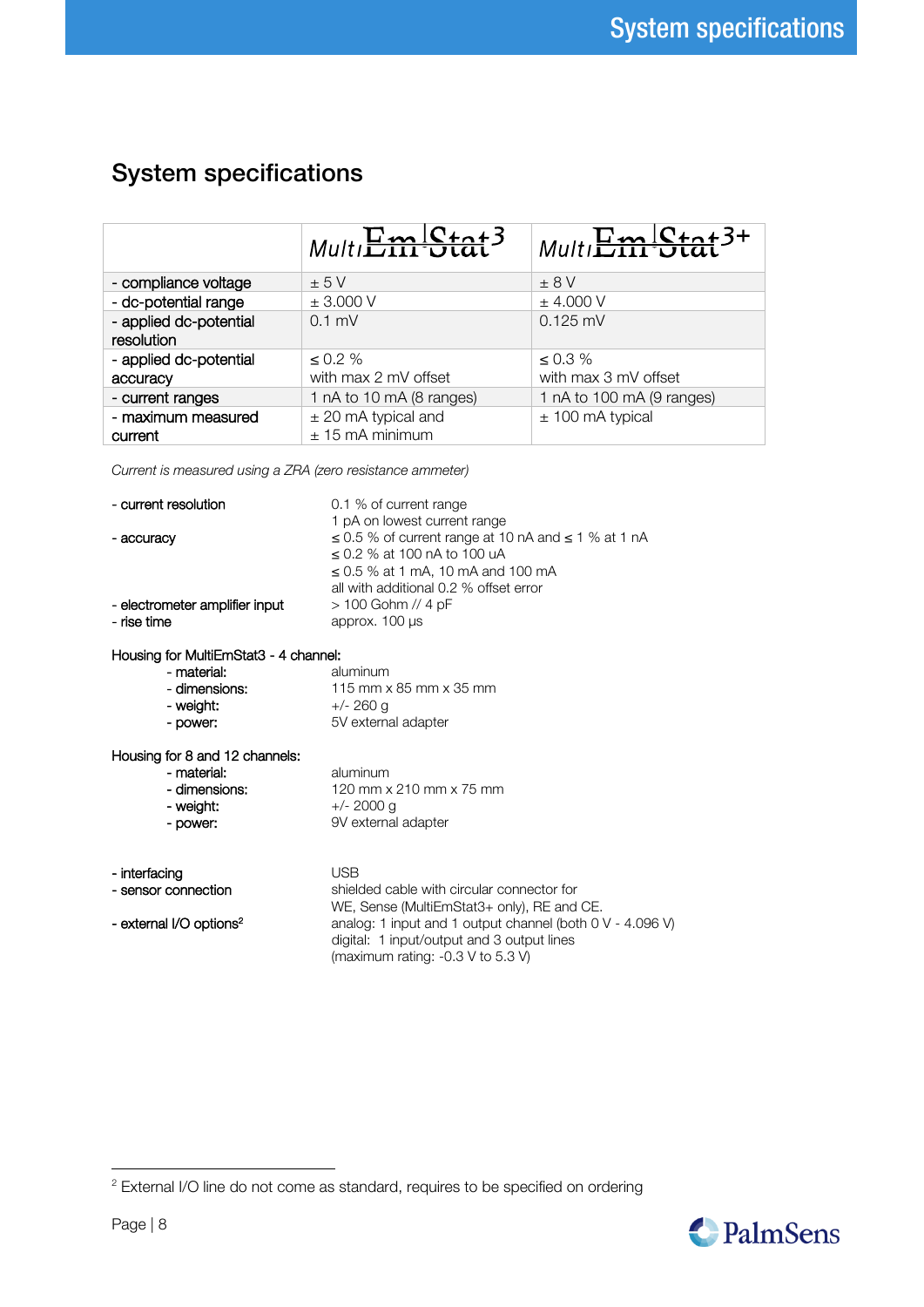# System specifications

| | MultiEmStat3 | MultiEmStat3+ |
|---|---|---|
| - compliance voltage | ± 5 V | ± 8 V |
| - dc-potential range | ± 3.000 V | ± 4.000 V |
| - applied dc-potential resolution | 0.1 mV | 0.125 mV |
| - applied dc-potential accuracy | ≤ 0.2 % with max 2 mV offset | ≤ 0.3 % with max 3 mV offset |
| - current ranges | 1 nA to 10 mA (8 ranges) | 1 nA to 100 mA (9 ranges) |
| - maximum measured current | ± 20 mA typical and ± 15 mA minimum | ± 100 mA typical |

*Current is measured using a ZRA (zero resistance ammeter)*

| | |
|---|---|
| - current resolution | 0.1 % of current range<br>1 pA on lowest current range |
| - accuracy | ≤ 0.5 % of current range at 10 nA and ≤ 1 % at 1 nA<br>≤ 0.2 % at 100 nA to 100 uA<br>≤ 0.5 % at 1 mA, 10 mA and 100 mA<br>all with additional 0.2 % offset error |
| - electrometer amplifier input | > 100 Gohm // 4 pF |
| - rise time | approx. 100 µs |

**Housing for MultiEmStat3 - 4 channel:**

| | |
|---|---|
| - material: | aluminum |
| - dimensions: | 115 mm x 85 mm x 35 mm |
| - weight: | +/- 260 g |
| - power: | 5V external adapter |

**Housing for 8 and 12 channels:**

| | |
|---|---|
| - material: | aluminum |
| - dimensions: | 120 mm x 210 mm x 75 mm |
| - weight: | +/- 2000 g |
| - power: | 9V external adapter |

| | |
|---|---|
| - interfacing | USB |
| - sensor connection | shielded cable with circular connector for WE, Sense (MultiEmStat3+ only), RE and CE. |
| - external I/O options[2] | analog: 1 input and 1 output channel (both 0 V - 4.096 V)<br>digital: 1 input/output and 3 output lines<br>(maximum rating: -0.3 V to 5.3 V) |

[2] External I/O line do not come as standard, requires to be specified on ordering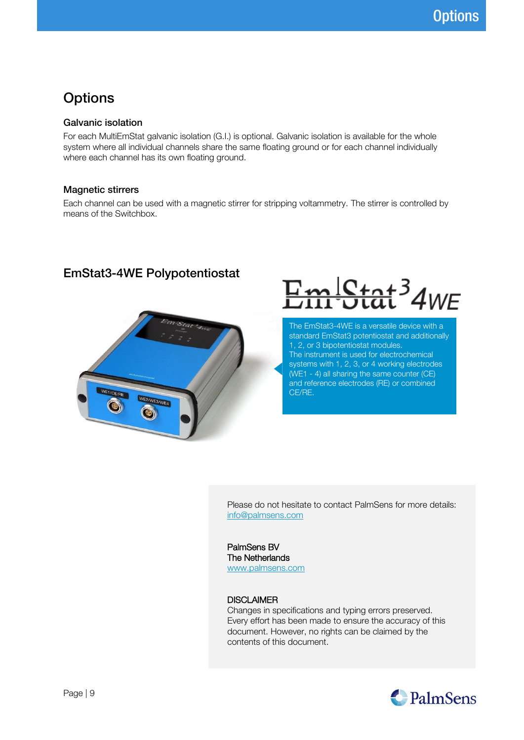# Options

### Galvanic isolation

For each MultiEmStat galvanic isolation (G.I.) is optional. Galvanic isolation is available for the whole system where all individual channels share the same floating ground or for each channel individually where each channel has its own floating ground.

### Magnetic stirrers

Each channel can be used with a magnetic stirrer for stripping voltammetry. The stirrer is controlled by means of the Switchbox.

## EmStat3-4WE Polypotentiostat

The EmStat3-4WE is a versatile device with a standard EmStat3 potentiostat and additionally 1, 2, or 3 bipotentiostat modules.
The instrument is used for electrochemical systems with 1, 2, 3, or 4 working electrodes (WE1 - 4) all sharing the same counter (CE) and reference electrodes (RE) or combined CE/RE.

Please do not hesitate to contact PalmSens for more details:
info@palmsens.com

PalmSens BV
The Netherlands
www.palmsens.com

DISCLAIMER
Changes in specifications and typing errors preserved.
Every effort has been made to ensure the accuracy of this document. However, no rights can be claimed by the contents of this document.